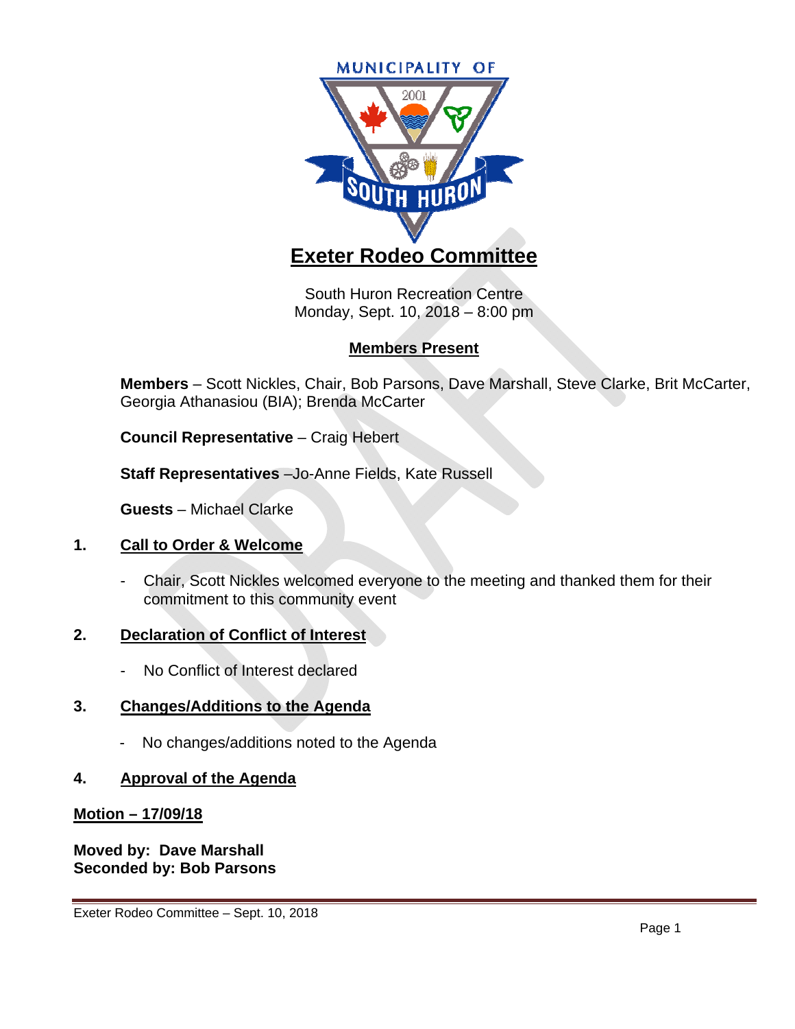MUNICIPALITY OF SOUTH HURON

# Exeter Rodeo Committee

South Huron Recreation Centre
Monday, Sept. 10, 2018 – 8:00 pm

## Members Present

**Members** – Scott Nickles, Chair, Bob Parsons, Dave Marshall, Steve Clarke, Brit McCarter, Georgia Athanasiou (BIA); Brenda McCarter

**Council Representative** – Craig Hebert

**Staff Representatives** –Jo-Anne Fields, Kate Russell

**Guests** – Michael Clarke

### 1. Call to Order & Welcome

- Chair, Scott Nickles welcomed everyone to the meeting and thanked them for their commitment to this community event

### 2. Declaration of Conflict of Interest

- No Conflict of Interest declared

### 3. Changes/Additions to the Agenda

- No changes/additions noted to the Agenda

### 4. Approval of the Agenda

**Motion – 17/09/18**

**Moved by: Dave Marshall**
**Seconded by: Bob Parsons**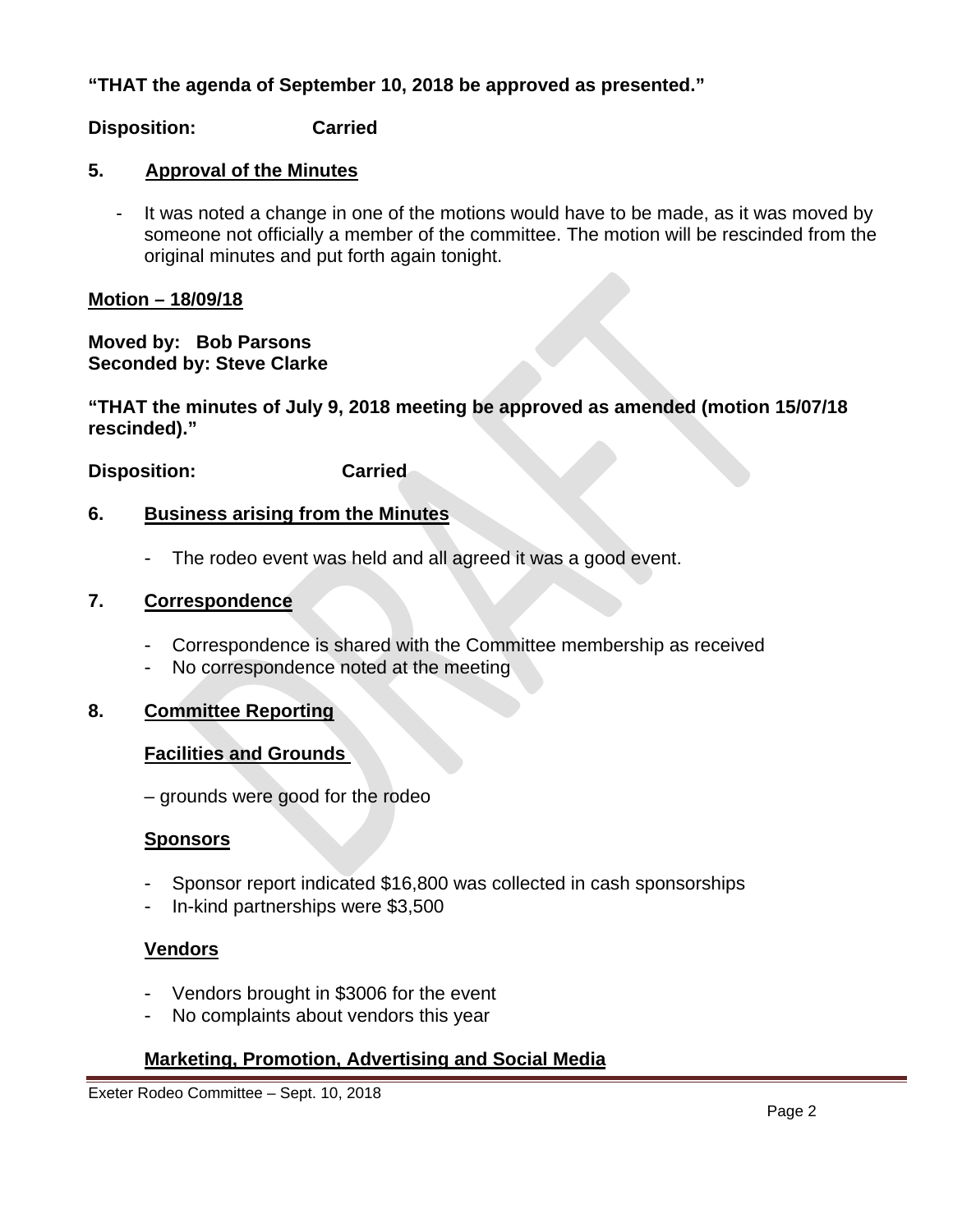**“THAT the agenda of September 10, 2018 be approved as presented.”**

**Disposition: Carried**

## 5. Approval of the Minutes

- It was noted a change in one of the motions would have to be made, as it was moved by someone not officially a member of the committee. The motion will be rescinded from the original minutes and put forth again tonight.

**Motion – 18/09/18**

**Moved by: Bob Parsons**
**Seconded by: Steve Clarke**

**“THAT the minutes of July 9, 2018 meeting be approved as amended (motion 15/07/18 rescinded).”**

**Disposition: Carried**

## 6. Business arising from the Minutes

- The rodeo event was held and all agreed it was a good event.

## 7. Correspondence

- Correspondence is shared with the Committee membership as received
- No correspondence noted at the meeting

## 8. Committee Reporting

### Facilities and Grounds

– grounds were good for the rodeo

### Sponsors

- Sponsor report indicated $16,800 was collected in cash sponsorships
- In-kind partnerships were $3,500

### Vendors

- Vendors brought in $3006 for the event
- No complaints about vendors this year

### Marketing, Promotion, Advertising and Social Media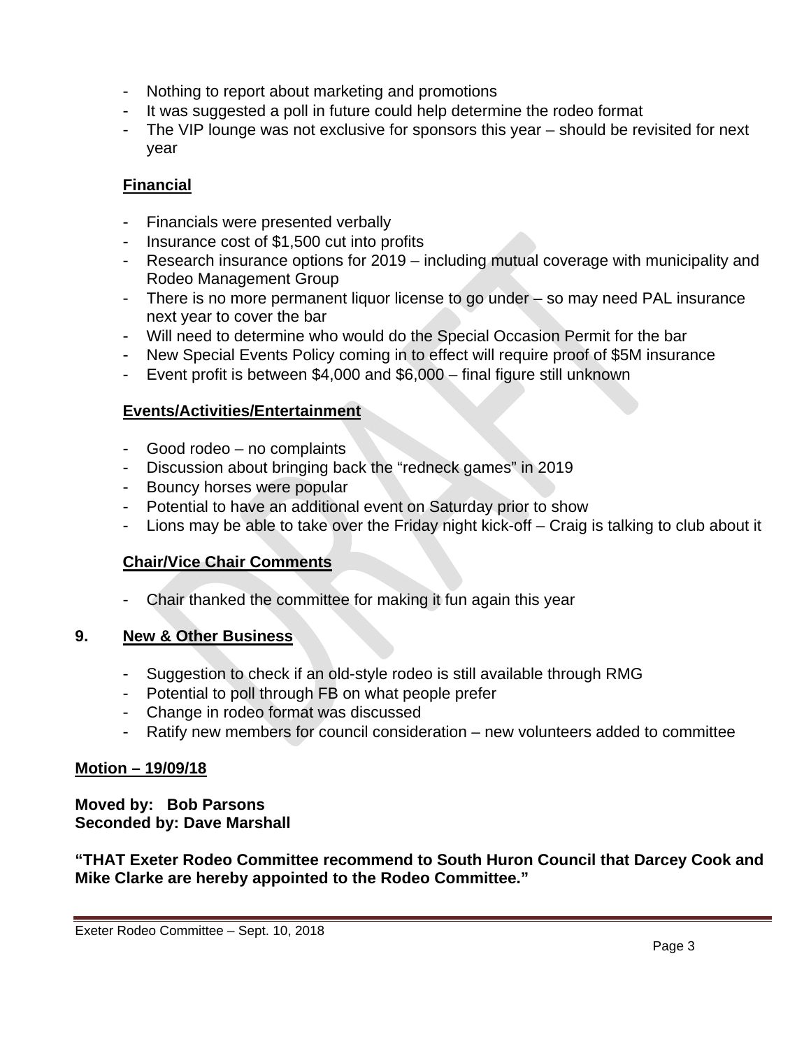- Nothing to report about marketing and promotions
- It was suggested a poll in future could help determine the rodeo format
- The VIP lounge was not exclusive for sponsors this year – should be revisited for next year

**Financial**

- Financials were presented verbally
- Insurance cost of $1,500 cut into profits
- Research insurance options for 2019 – including mutual coverage with municipality and Rodeo Management Group
- There is no more permanent liquor license to go under – so may need PAL insurance next year to cover the bar
- Will need to determine who would do the Special Occasion Permit for the bar
- New Special Events Policy coming in to effect will require proof of $5M insurance
- Event profit is between $4,000 and $6,000 – final figure still unknown

**Events/Activities/Entertainment**

- Good rodeo – no complaints
- Discussion about bringing back the "redneck games" in 2019
- Bouncy horses were popular
- Potential to have an additional event on Saturday prior to show
- Lions may be able to take over the Friday night kick-off – Craig is talking to club about it

**Chair/Vice Chair Comments**

- Chair thanked the committee for making it fun again this year

## 9. New & Other Business

- Suggestion to check if an old-style rodeo is still available through RMG
- Potential to poll through FB on what people prefer
- Change in rodeo format was discussed
- Ratify new members for council consideration – new volunteers added to committee

**Motion – 19/09/18**

**Moved by: Bob Parsons**
**Seconded by: Dave Marshall**

**"THAT Exeter Rodeo Committee recommend to South Huron Council that Darcey Cook and Mike Clarke are hereby appointed to the Rodeo Committee."**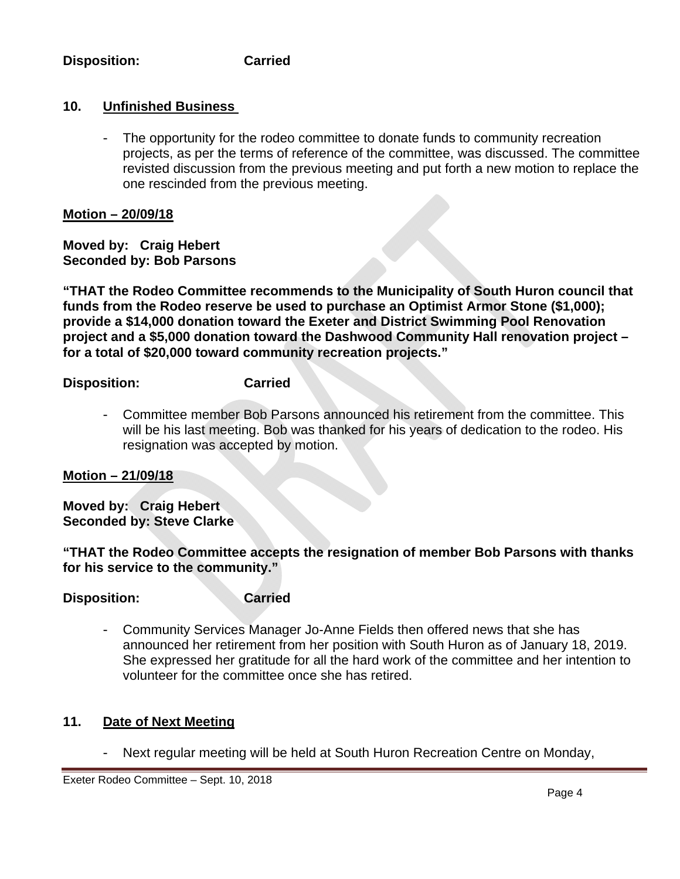**Disposition:** **Carried**

## 10. Unfinished Business

- The opportunity for the rodeo committee to donate funds to community recreation projects, as per the terms of reference of the committee, was discussed. The committee revisted discussion from the previous meeting and put forth a new motion to replace the one rescinded from the previous meeting.

**Motion – 20/09/18**

**Moved by: Craig Hebert**
**Seconded by: Bob Parsons**

**"THAT the Rodeo Committee recommends to the Municipality of South Huron council that funds from the Rodeo reserve be used to purchase an Optimist Armor Stone ($1,000); provide a $14,000 donation toward the Exeter and District Swimming Pool Renovation project and a $5,000 donation toward the Dashwood Community Hall renovation project – for a total of $20,000 toward community recreation projects."**

**Disposition:** **Carried**

- Committee member Bob Parsons announced his retirement from the committee. This will be his last meeting. Bob was thanked for his years of dedication to the rodeo. His resignation was accepted by motion.

**Motion – 21/09/18**

**Moved by: Craig Hebert**
**Seconded by: Steve Clarke**

**"THAT the Rodeo Committee accepts the resignation of member Bob Parsons with thanks for his service to the community."**

**Disposition:** **Carried**

- Community Services Manager Jo-Anne Fields then offered news that she has announced her retirement from her position with South Huron as of January 18, 2019. She expressed her gratitude for all the hard work of the committee and her intention to volunteer for the committee once she has retired.

## 11. Date of Next Meeting

- Next regular meeting will be held at South Huron Recreation Centre on Monday,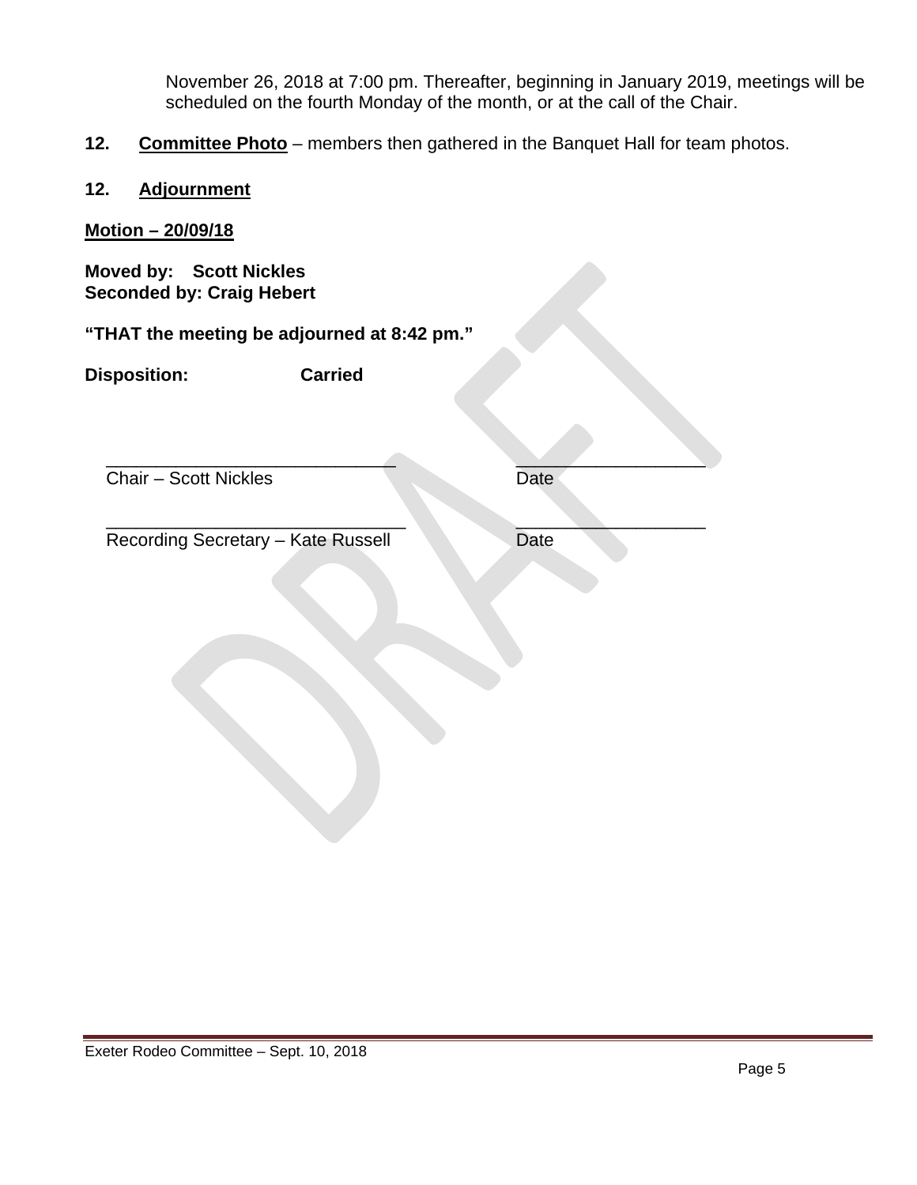November 26, 2018 at 7:00 pm. Thereafter, beginning in January 2019, meetings will be scheduled on the fourth Monday of the month, or at the call of the Chair.

**12. <u>Committee Photo</u>** – members then gathered in the Banquet Hall for team photos.

**12. <u>Adjournment</u>**

**<u>Motion – 20/09/18</u>**

**Moved by: Scott Nickles**
**Seconded by: Craig Hebert**

**"THAT the meeting be adjourned at 8:42 pm."**

**Disposition: Carried**

\_\_\_\_\_\_\_\_\_\_\_\_\_\_\_\_\_\_\_\_\_\_\_\_\_\_\_\_\_\_ \_\_\_\_\_\_\_\_\_\_\_\_\_\_\_\_\_\_\_\_
Chair – Scott Nickles Date

\_\_\_\_\_\_\_\_\_\_\_\_\_\_\_\_\_\_\_\_\_\_\_\_\_\_\_\_\_\_ \_\_\_\_\_\_\_\_\_\_\_\_\_\_\_\_\_\_\_\_
Recording Secretary – Kate Russell Date

DRAFT